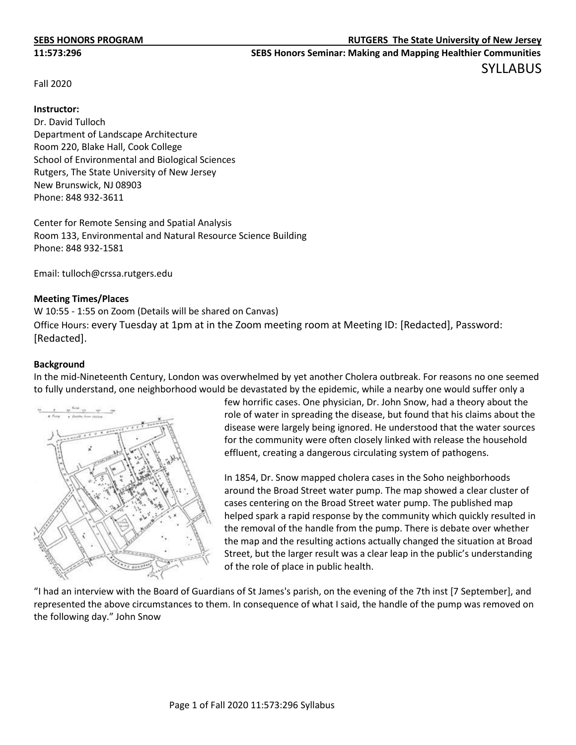**SEBS HONORS PROGRAM** **RUTGERS The State University of New Jersey**

**11:573:296** **SEBS Honors Seminar: Making and Mapping Healthier Communities**

# SYLLABUS

Fall 2020

**Instructor:**
Dr. David Tulloch
Department of Landscape Architecture
Room 220, Blake Hall, Cook College
School of Environmental and Biological Sciences
Rutgers, The State University of New Jersey
New Brunswick, NJ 08903
Phone: 848 932-3611

Center for Remote Sensing and Spatial Analysis
Room 133, Environmental and Natural Resource Science Building
Phone: 848 932-1581

Email: tulloch@crssa.rutgers.edu

**Meeting Times/Places**
W 10:55 - 1:55 on Zoom (Details will be shared on Canvas)
Office Hours: every Tuesday at 1pm at in the Zoom meeting room at Meeting ID: [Redacted], Password: [Redacted].

**Background**
In the mid-Nineteenth Century, London was overwhelmed by yet another Cholera outbreak. For reasons no one seemed to fully understand, one neighborhood would be devastated by the epidemic, while a nearby one would suffer only a few horrific cases. One physician, Dr. John Snow, had a theory about the role of water in spreading the disease, but found that his claims about the disease were largely being ignored. He understood that the water sources for the community were often closely linked with release the household effluent, creating a dangerous circulating system of pathogens.

In 1854, Dr. Snow mapped cholera cases in the Soho neighborhoods around the Broad Street water pump. The map showed a clear cluster of cases centering on the Broad Street water pump. The published map helped spark a rapid response by the community which quickly resulted in the removal of the handle from the pump. There is debate over whether the map and the resulting actions actually changed the situation at Broad Street, but the larger result was a clear leap in the public's understanding of the role of place in public health.

"I had an interview with the Board of Guardians of St James's parish, on the evening of the 7th inst [7 September], and represented the above circumstances to them. In consequence of what I said, the handle of the pump was removed on the following day." John Snow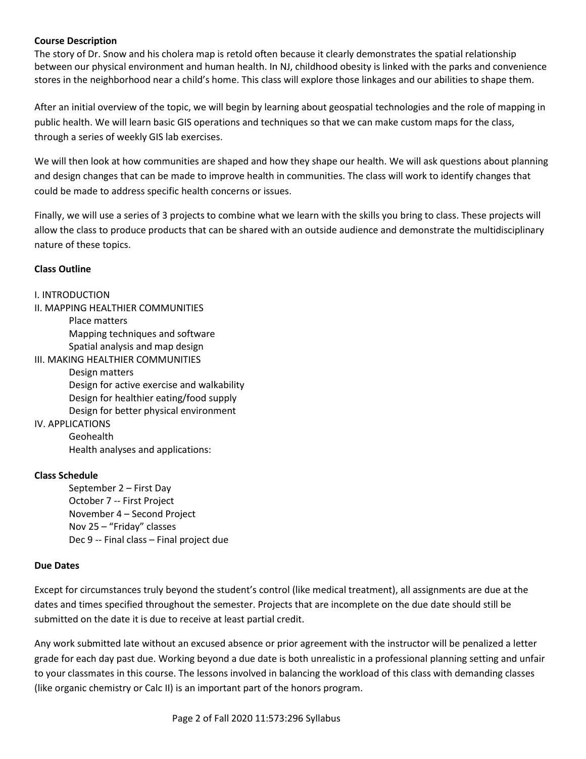**Course Description**

The story of Dr. Snow and his cholera map is retold often because it clearly demonstrates the spatial relationship between our physical environment and human health. In NJ, childhood obesity is linked with the parks and convenience stores in the neighborhood near a child's home. This class will explore those linkages and our abilities to shape them.

After an initial overview of the topic, we will begin by learning about geospatial technologies and the role of mapping in public health. We will learn basic GIS operations and techniques so that we can make custom maps for the class, through a series of weekly GIS lab exercises.

We will then look at how communities are shaped and how they shape our health. We will ask questions about planning and design changes that can be made to improve health in communities. The class will work to identify changes that could be made to address specific health concerns or issues.

Finally, we will use a series of 3 projects to combine what we learn with the skills you bring to class. These projects will allow the class to produce products that can be shared with an outside audience and demonstrate the multidisciplinary nature of these topics.

**Class Outline**

I. INTRODUCTION

II. MAPPING HEALTHIER COMMUNITIES
- Place matters
- Mapping techniques and software
- Spatial analysis and map design

III. MAKING HEALTHIER COMMUNITIES
- Design matters
- Design for active exercise and walkability
- Design for healthier eating/food supply
- Design for better physical environment

IV. APPLICATIONS
- Geohealth
- Health analyses and applications:

**Class Schedule**

- September 2 – First Day
- October 7 -- First Project
- November 4 – Second Project
- Nov 25 – "Friday" classes
- Dec 9 -- Final class – Final project due

**Due Dates**

Except for circumstances truly beyond the student's control (like medical treatment), all assignments are due at the dates and times specified throughout the semester. Projects that are incomplete on the due date should still be submitted on the date it is due to receive at least partial credit.

Any work submitted late without an excused absence or prior agreement with the instructor will be penalized a letter grade for each day past due. Working beyond a due date is both unrealistic in a professional planning setting and unfair to your classmates in this course. The lessons involved in balancing the workload of this class with demanding classes (like organic chemistry or Calc II) is an important part of the honors program.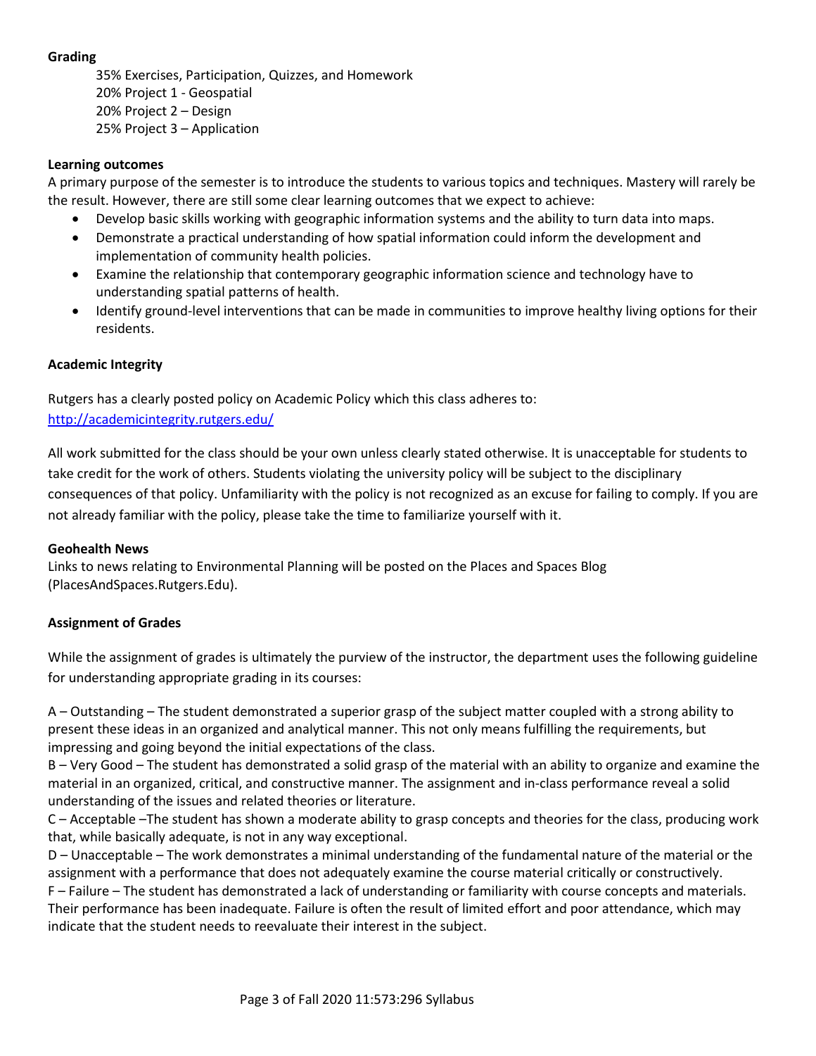**Grading**

35% Exercises, Participation, Quizzes, and Homework
20% Project 1 - Geospatial
20% Project 2 – Design
25% Project 3 – Application

**Learning outcomes**

A primary purpose of the semester is to introduce the students to various topics and techniques. Mastery will rarely be the result. However, there are still some clear learning outcomes that we expect to achieve:

- Develop basic skills working with geographic information systems and the ability to turn data into maps.
- Demonstrate a practical understanding of how spatial information could inform the development and implementation of community health policies.
- Examine the relationship that contemporary geographic information science and technology have to understanding spatial patterns of health.
- Identify ground-level interventions that can be made in communities to improve healthy living options for their residents.

**Academic Integrity**

Rutgers has a clearly posted policy on Academic Policy which this class adheres to:
http://academicintegrity.rutgers.edu/

All work submitted for the class should be your own unless clearly stated otherwise. It is unacceptable for students to take credit for the work of others. Students violating the university policy will be subject to the disciplinary consequences of that policy. Unfamiliarity with the policy is not recognized as an excuse for failing to comply. If you are not already familiar with the policy, please take the time to familiarize yourself with it.

**Geohealth News**

Links to news relating to Environmental Planning will be posted on the Places and Spaces Blog (PlacesAndSpaces.Rutgers.Edu).

**Assignment of Grades**

While the assignment of grades is ultimately the purview of the instructor, the department uses the following guideline for understanding appropriate grading in its courses:

A – Outstanding – The student demonstrated a superior grasp of the subject matter coupled with a strong ability to present these ideas in an organized and analytical manner. This not only means fulfilling the requirements, but impressing and going beyond the initial expectations of the class.
B – Very Good – The student has demonstrated a solid grasp of the material with an ability to organize and examine the material in an organized, critical, and constructive manner. The assignment and in-class performance reveal a solid understanding of the issues and related theories or literature.
C – Acceptable –The student has shown a moderate ability to grasp concepts and theories for the class, producing work that, while basically adequate, is not in any way exceptional.
D – Unacceptable – The work demonstrates a minimal understanding of the fundamental nature of the material or the assignment with a performance that does not adequately examine the course material critically or constructively.
F – Failure – The student has demonstrated a lack of understanding or familiarity with course concepts and materials. Their performance has been inadequate. Failure is often the result of limited effort and poor attendance, which may indicate that the student needs to reevaluate their interest in the subject.